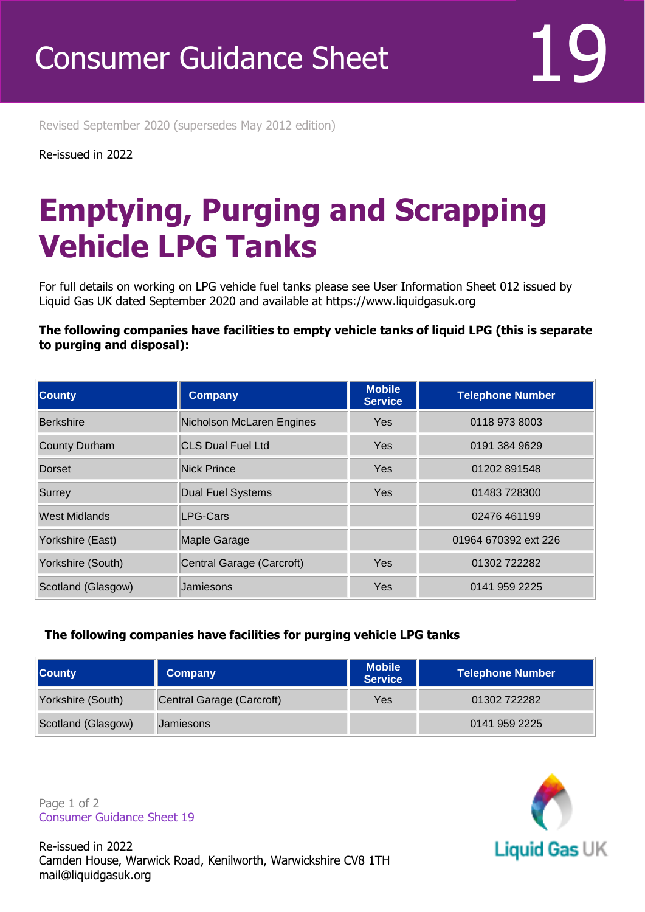Consumer Guidance Sheet 19

Revised September 2020 (supersedes May 2012 edition)

Re-issued in 2022

# Emptying, Purging and Scrapping Vehicle LPG Tanks

For full details on working on LPG vehicle fuel tanks please see User Information Sheet 012 issued by Liquid Gas UK dated September 2020 and available at https://www.liquidgasuk.org

**The following companies have facilities to empty vehicle tanks of liquid LPG (this is separate to purging and disposal):**

| County | Company | Mobile Service | Telephone Number |
|---|---|---|---|
| Berkshire | Nicholson McLaren Engines | Yes | 0118 973 8003 |
| County Durham | CLS Dual Fuel Ltd | Yes | 0191 384 9629 |
| Dorset | Nick Prince | Yes | 01202 891548 |
| Surrey | Dual Fuel Systems | Yes | 01483 728300 |
| West Midlands | LPG-Cars | | 02476 461199 |
| Yorkshire (East) | Maple Garage | | 01964 670392 ext 226 |
| Yorkshire (South) | Central Garage (Carcroft) | Yes | 01302 722282 |
| Scotland (Glasgow) | Jamiesons | Yes | 0141 959 2225 |

**The following companies have facilities for purging vehicle LPG tanks**

| County | Company | Mobile Service | Telephone Number |
|---|---|---|---|
| Yorkshire (South) | Central Garage (Carcroft) | Yes | 01302 722282 |
| Scotland (Glasgow) | Jamiesons | | 0141 959 2225 |

Re-issued in 2022
Camden House, Warwick Road, Kenilworth, Warwickshire CV8 1TH
mail@liquidgasuk.org

Liquid Gas UK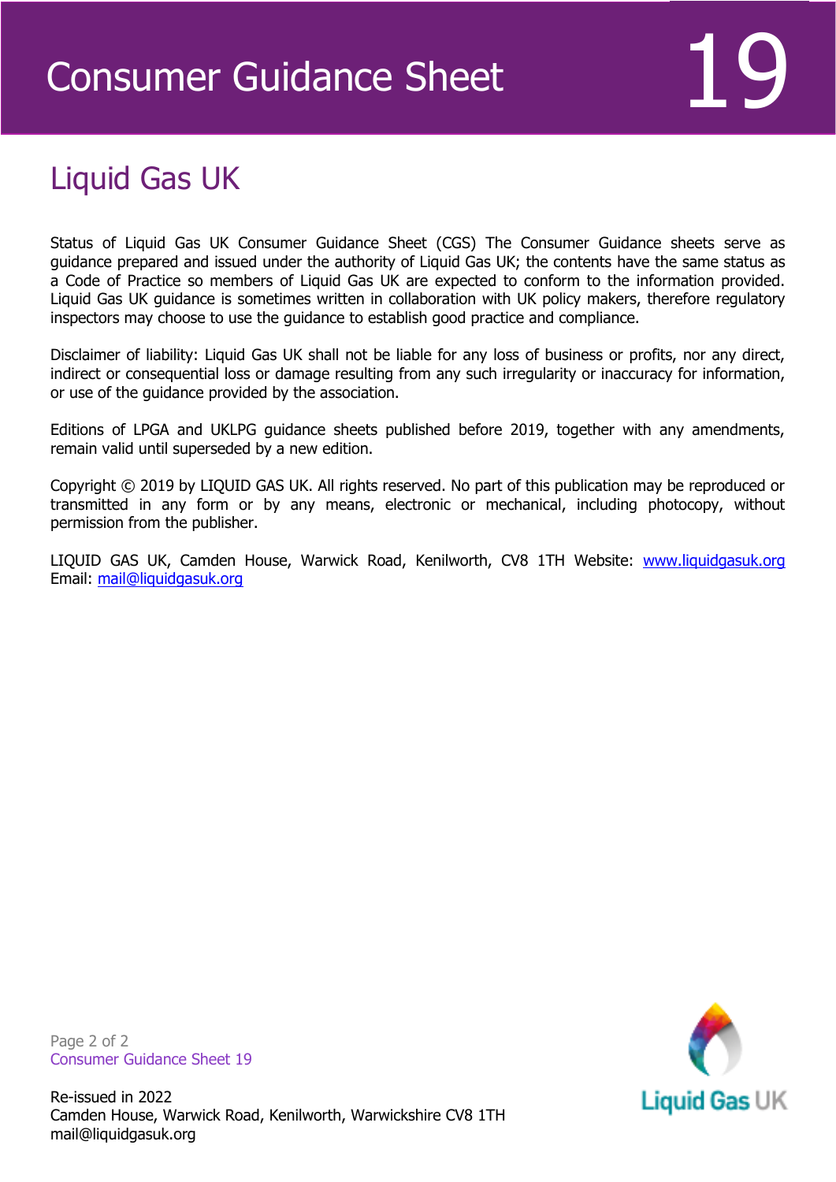# Consumer Guidance Sheet 19

## Liquid Gas UK

Status of Liquid Gas UK Consumer Guidance Sheet (CGS) The Consumer Guidance sheets serve as guidance prepared and issued under the authority of Liquid Gas UK; the contents have the same status as a Code of Practice so members of Liquid Gas UK are expected to conform to the information provided. Liquid Gas UK guidance is sometimes written in collaboration with UK policy makers, therefore regulatory inspectors may choose to use the guidance to establish good practice and compliance.

Disclaimer of liability: Liquid Gas UK shall not be liable for any loss of business or profits, nor any direct, indirect or consequential loss or damage resulting from any such irregularity or inaccuracy for information, or use of the guidance provided by the association.

Editions of LPGA and UKLPG guidance sheets published before 2019, together with any amendments, remain valid until superseded by a new edition.

Copyright © 2019 by LIQUID GAS UK. All rights reserved. No part of this publication may be reproduced or transmitted in any form or by any means, electronic or mechanical, including photocopy, without permission from the publisher.

LIQUID GAS UK, Camden House, Warwick Road, Kenilworth, CV8 1TH Website: [www.liquidgasuk.org](http://www.liquidgasuk.org)
Email: [mail@liquidgasuk.org](mailto:mail@liquidgasuk.org)

Re-issued in 2022
Camden House, Warwick Road, Kenilworth, Warwickshire CV8 1TH
mail@liquidgasuk.org